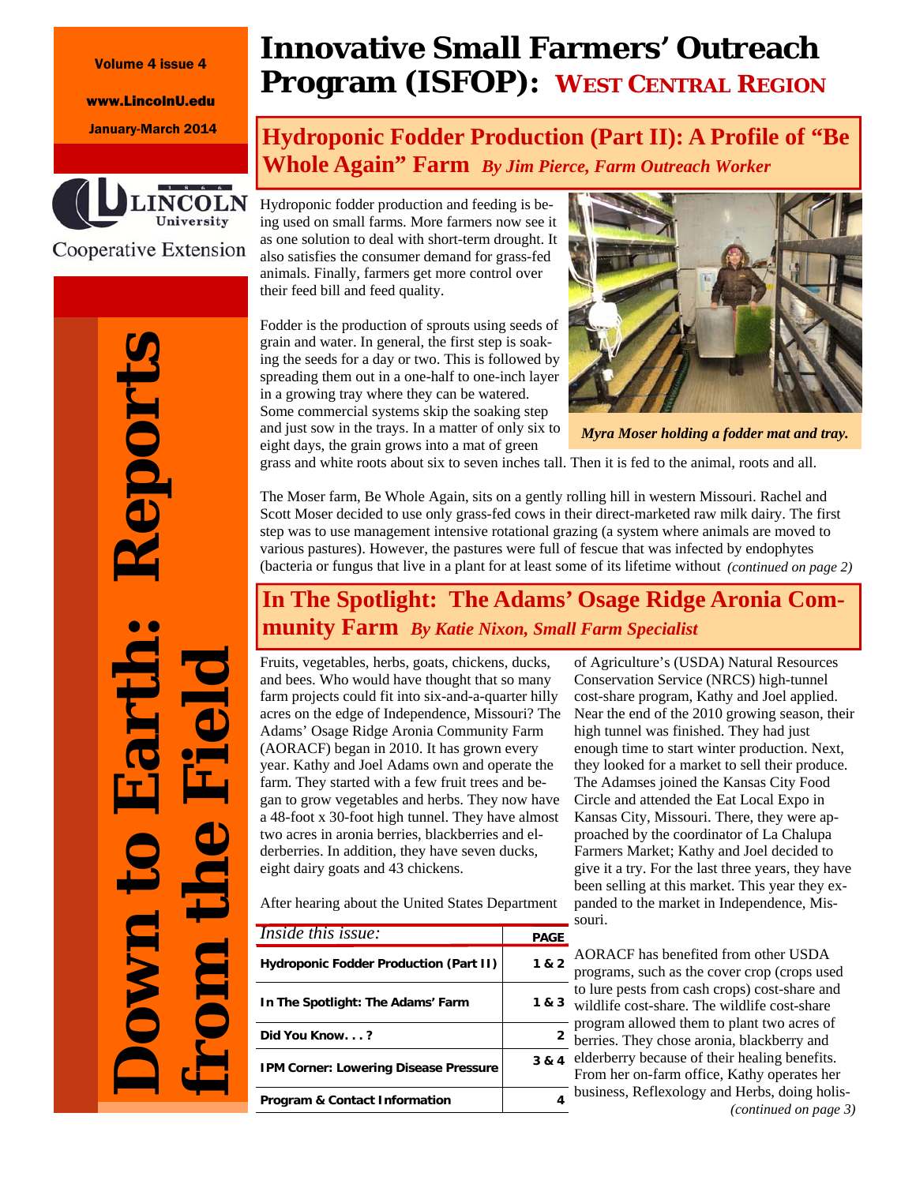Volume 4 issue 4

www.LincolnU.edu

January-March 2014

Lincoln University Cooperative Extension

**Down to Earth: Reports from the Field**

# Innovative Small Farmers' Outreach Program (ISFOP): West Central Region

## Hydroponic Fodder Production (Part II): A Profile of "Be Whole Again" Farm *By Jim Pierce, Farm Outreach Worker*

Hydroponic fodder production and feeding is being used on small farms. More farmers now see it as one solution to deal with short-term drought. It also satisfies the consumer demand for grass-fed animals. Finally, farmers get more control over their feed bill and feed quality.

Fodder is the production of sprouts using seeds of grain and water. In general, the first step is soaking the seeds for a day or two. This is followed by spreading them out in a one-half to one-inch layer in a growing tray where they can be watered. Some commercial systems skip the soaking step and just sow in the trays. In a matter of only six to eight days, the grain grows into a mat of green grass and white roots about six to seven inches tall. Then it is fed to the animal, roots and all.

*Myra Moser holding a fodder mat and tray.*

The Moser farm, Be Whole Again, sits on a gently rolling hill in western Missouri. Rachel and Scott Moser decided to use only grass-fed cows in their direct-marketed raw milk dairy. The first step was to use management intensive rotational grazing (a system where animals are moved to various pastures). However, the pastures were full of fescue that was infected by endophytes (bacteria or fungus that live in a plant for at least some of its lifetime without *(continued on page 2)*

## In The Spotlight: The Adams' Osage Ridge Aronia Community Farm *By Katie Nixon, Small Farm Specialist*

Fruits, vegetables, herbs, goats, chickens, ducks, and bees. Who would have thought that so many farm projects could fit into six-and-a-quarter hilly acres on the edge of Independence, Missouri? The Adams' Osage Ridge Aronia Community Farm (AORACF) began in 2010. It has grown every year. Kathy and Joel Adams own and operate the farm. They started with a few fruit trees and began to grow vegetables and herbs. They now have a 48-foot x 30-foot high tunnel. They have almost two acres in aronia berries, blackberries and elderberries. In addition, they have seven ducks, eight dairy goats and 43 chickens.

After hearing about the United States Department of Agriculture's (USDA) Natural Resources Conservation Service (NRCS) high-tunnel cost-share program, Kathy and Joel applied. Near the end of the 2010 growing season, their high tunnel was finished. They had just enough time to start winter production. Next, they looked for a market to sell their produce. The Adamses joined the Kansas City Food Circle and attended the Eat Local Expo in Kansas City, Missouri. There, they were approached by the coordinator of La Chalupa Farmers Market; Kathy and Joel decided to give it a try. For the last three years, they have been selling at this market. This year they expanded to the market in Independence, Missouri.

AORACF has benefited from other USDA programs, such as the cover crop (crops used to lure pests from cash crops) cost-share and wildlife cost-share. The wildlife cost-share program allowed them to plant two acres of berries. They chose aronia, blackberry and elderberry because of their healing benefits. From her on-farm office, Kathy operates her business, Reflexology and Herbs, doing holis- *(continued on page 3)*

| *Inside this issue:* | PAGE |
|---|---|
| Hydroponic Fodder Production (Part II) | 1 & 2 |
| In The Spotlight: The Adams' Farm | 1 & 3 |
| Did You Know. . . ? | 2 |
| IPM Corner: Lowering Disease Pressure | 3 & 4 |
| Program & Contact Information | 4 |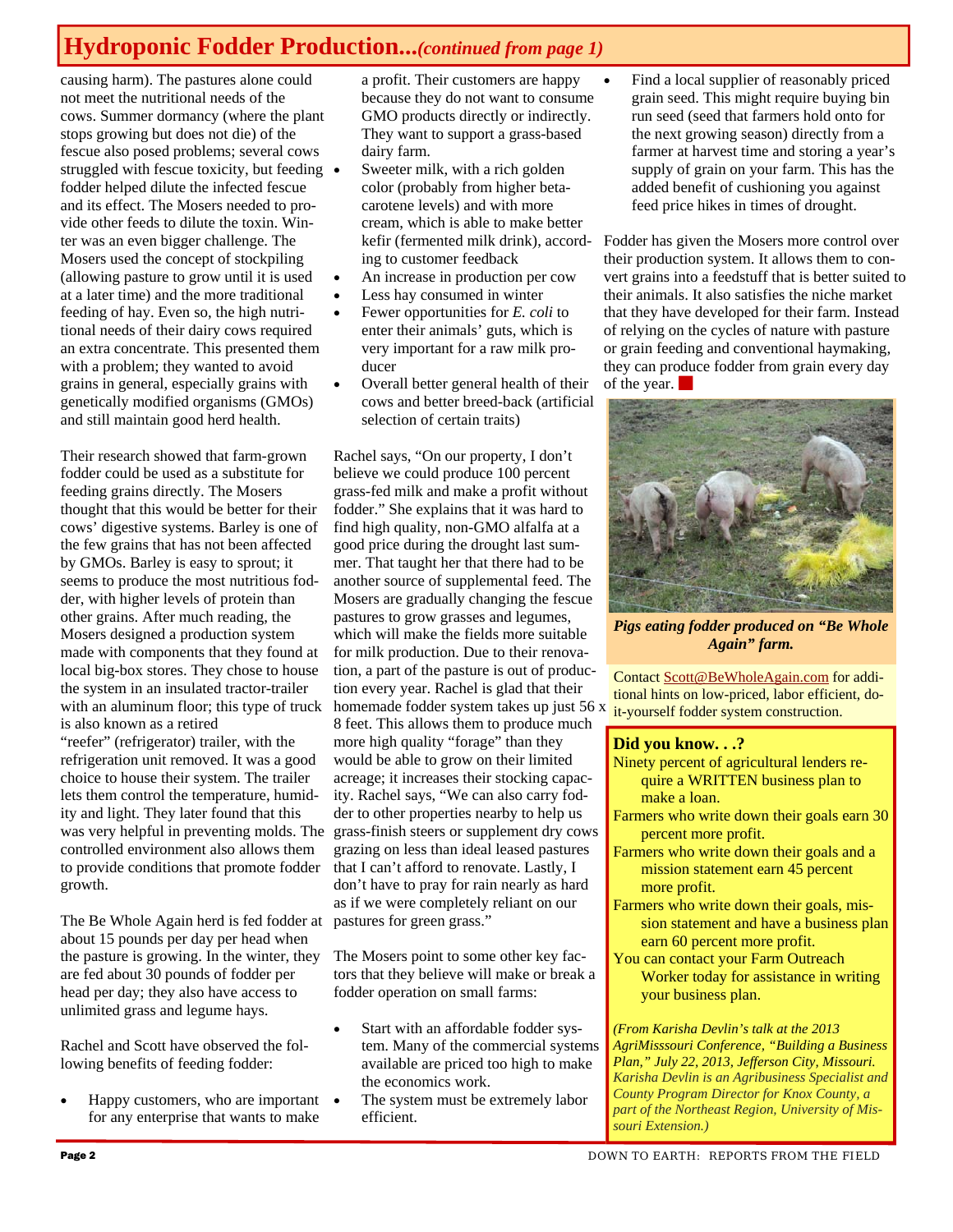## Hydroponic Fodder Production...*(continued from page 1)*

causing harm). The pastures alone could not meet the nutritional needs of the cows. Summer dormancy (where the plant stops growing but does not die) of the fescue also posed problems; several cows struggled with fescue toxicity, but feeding fodder helped dilute the infected fescue and its effect. The Mosers needed to provide other feeds to dilute the toxin. Winter was an even bigger challenge. The Mosers used the concept of stockpiling (allowing pasture to grow until it is used at a later time) and the more traditional feeding of hay. Even so, the high nutritional needs of their dairy cows required an extra concentrate. This presented them with a problem; they wanted to avoid grains in general, especially grains with genetically modified organisms (GMOs) and still maintain good herd health.

Their research showed that farm-grown fodder could be used as a substitute for feeding grains directly. The Mosers thought that this would be better for their cows' digestive systems. Barley is one of the few grains that has not been affected by GMOs. Barley is easy to sprout; it seems to produce the most nutritious fodder, with higher levels of protein than other grains. After much reading, the Mosers designed a production system made with components that they found at local big-box stores. They chose to house the system in an insulated tractor-trailer with an aluminum floor; this type of truck is also known as a retired "reefer" (refrigerator) trailer, with the refrigeration unit removed. It was a good choice to house their system. The trailer lets them control the temperature, humidity and light. They later found that this was very helpful in preventing molds. The controlled environment also allows them to provide conditions that promote fodder growth.

The Be Whole Again herd is fed fodder at about 15 pounds per day per head when the pasture is growing. In the winter, they are fed about 30 pounds of fodder per head per day; they also have access to unlimited grass and legume hays.

Rachel and Scott have observed the following benefits of feeding fodder:

- Happy customers, who are important for any enterprise that wants to make a profit. Their customers are happy because they do not want to consume GMO products directly or indirectly. They want to support a grass-based dairy farm.
- Sweeter milk, with a rich golden color (probably from higher beta-carotene levels) and with more cream, which is able to make better kefir (fermented milk drink), according to customer feedback
- An increase in production per cow
- Less hay consumed in winter
- Fewer opportunities for *E. coli* to enter their animals' guts, which is very important for a raw milk producer
- Overall better general health of their cows and better breed-back (artificial selection of certain traits)

Rachel says, "On our property, I don't believe we could produce 100 percent grass-fed milk and make a profit without fodder." She explains that it was hard to find high quality, non-GMO alfalfa at a good price during the drought last summer. That taught her that there had to be another source of supplemental feed. The Mosers are gradually changing the fescue pastures to grow grasses and legumes, which will make the fields more suitable for milk production. Due to their renovation, a part of the pasture is out of production every year. Rachel is glad that their homemade fodder system takes up just 56 x 8 feet. This allows them to produce much more high quality "forage" than they would be able to grow on their limited acreage; it increases their stocking capacity. Rachel says, "We can also carry fodder to other properties nearby to help us grass-finish steers or supplement dry cows grazing on less than ideal leased pastures that I can't afford to renovate. Lastly, I don't have to pray for rain nearly as hard as if we were completely reliant on our pastures for green grass."

The Mosers point to some other key factors that they believe will make or break a fodder operation on small farms:

- Start with an affordable fodder system. Many of the commercial systems available are priced too high to make the economics work.
- The system must be extremely labor efficient.
- Find a local supplier of reasonably priced grain seed. This might require buying bin run seed (seed that farmers hold onto for the next growing season) directly from a farmer at harvest time and storing a year's supply of grain on your farm. This has the added benefit of cushioning you against feed price hikes in times of drought.

Fodder has given the Mosers more control over their production system. It allows them to convert grains into a feedstuff that is better suited to their animals. It also satisfies the niche market that they have developed for their farm. Instead of relying on the cycles of nature with pasture or grain feeding and conventional haymaking, they can produce fodder from grain every day of the year.

***Pigs eating fodder produced on "Be Whole Again" farm.***

Contact Scott@BeWholeAgain.com for additional hints on low-priced, labor efficient, do-it-yourself fodder system construction.

### Did you know. . .?

- Ninety percent of agricultural lenders require a WRITTEN business plan to make a loan.
- Farmers who write down their goals earn 30 percent more profit.
- Farmers who write down their goals and a mission statement earn 45 percent more profit.
- Farmers who write down their goals, mission statement and have a business plan earn 60 percent more profit.
- You can contact your Farm Outreach Worker today for assistance in writing your business plan.

*(From Karisha Devlin's talk at the 2013 AgriMisssouri Conference, "Building a Business Plan," July 22, 2013, Jefferson City, Missouri. Karisha Devlin is an Agribusiness Specialist and County Program Director for Knox County, a part of the Northeast Region, University of Missouri Extension.)*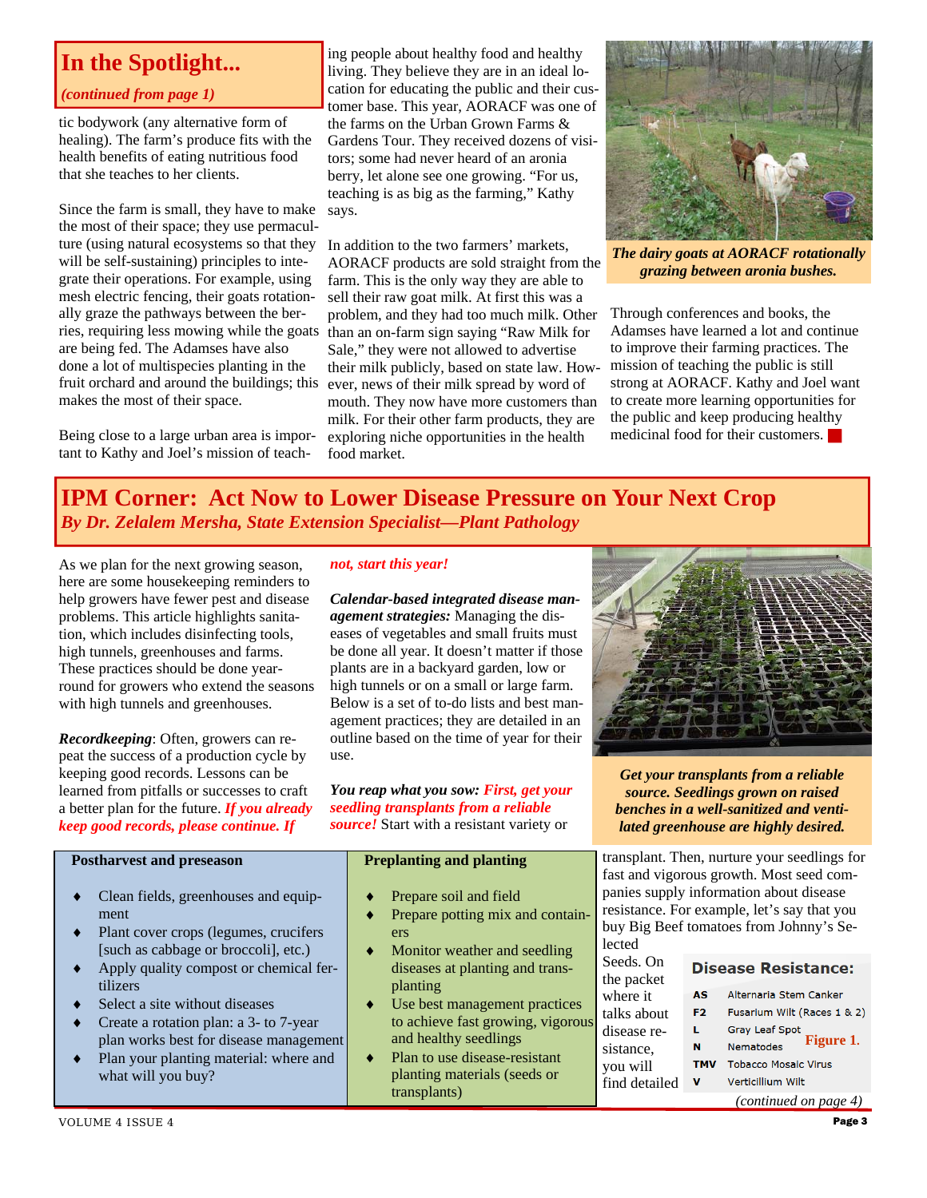## In the Spotlight...

*(continued from page 1)*

tic bodywork (any alternative form of healing). The farm's produce fits with the health benefits of eating nutritious food that she teaches to her clients.

Since the farm is small, they have to make the most of their space; they use permaculture (using natural ecosystems so that they will be self-sustaining) principles to integrate their operations. For example, using mesh electric fencing, their goats rotationally graze the pathways between the berries, requiring less mowing while the goats are being fed. The Adamses have also done a lot of multispecies planting in the fruit orchard and around the buildings; this makes the most of their space.

Being close to a large urban area is important to Kathy and Joel's mission of teaching people about healthy food and healthy living. They believe they are in an ideal location for educating the public and their customer base. This year, AORACF was one of the farms on the Urban Grown Farms & Gardens Tour. They received dozens of visitors; some had never heard of an aronia berry, let alone see one growing. "For us, teaching is as big as the farming," Kathy says.

In addition to the two farmers' markets, AORACF products are sold straight from the farm. This is the only way they are able to sell their raw goat milk. At first this was a problem, and they had too much milk. Other than an on-farm sign saying "Raw Milk for Sale," they were not allowed to advertise their milk publicly, based on state law. However, news of their milk spread by word of mouth. They now have more customers than milk. For their other farm products, they are exploring niche opportunities in the health food market.

***The dairy goats at AORACF rotationally grazing between aronia bushes.***

Through conferences and books, the Adamses have learned a lot and continue to improve their farming practices. The mission of teaching the public is still strong at AORACF. Kathy and Joel want to create more learning opportunities for the public and keep producing healthy medicinal food for their customers.

## IPM Corner: Act Now to Lower Disease Pressure on Your Next Crop

*By Dr. Zelalem Mersha, State Extension Specialist—Plant Pathology*

As we plan for the next growing season, here are some housekeeping reminders to help growers have fewer pest and disease problems. This article highlights sanitation, which includes disinfecting tools, high tunnels, greenhouses and farms. These practices should be done year-round for growers who extend the seasons with high tunnels and greenhouses.

***Recordkeeping***: Often, growers can repeat the success of a production cycle by keeping good records. Lessons can be learned from pitfalls or successes to craft a better plan for the future. ***If you already keep good records, please continue. If not, start this year!***

***Calendar-based integrated disease management strategies:*** Managing the diseases of vegetables and small fruits must be done all year. It doesn't matter if those plants are in a backyard garden, low or high tunnels or on a small or large farm. Below is a set of to-do lists and best management practices; they are detailed in an outline based on the time of year for their use.

***You reap what you sow: First, get your seedling transplants from a reliable source!*** Start with a resistant variety or transplant. Then, nurture your seedlings for fast and vigorous growth. Most seed companies supply information about disease resistance. For example, let's say that you buy Big Beef tomatoes from Johnny's Selected Seeds. On the packet where it talks about disease resistance, you will find detailed

***Get your transplants from a reliable source. Seedlings grown on raised benches in a well-sanitized and ventilated greenhouse are highly desired.***

| Postharvest and preseason | Preplanting and planting |
|---|---|
| ♦ Clean fields, greenhouses and equipment<br>♦ Plant cover crops (legumes, crucifers [such as cabbage or broccoli], etc.)<br>♦ Apply quality compost or chemical fertilizers<br>♦ Select a site without diseases<br>♦ Create a rotation plan: a 3- to 7-year plan works best for disease management<br>♦ Plan your planting material: where and what will you buy? | ♦ Prepare soil and field<br>♦ Prepare potting mix and containers<br>♦ Monitor weather and seedling diseases at planting and transplanting<br>♦ Use best management practices to achieve fast growing, vigorous and healthy seedlings<br>♦ Plan to use disease-resistant planting materials (seeds or transplants) |

**Disease Resistance:**

| | |
|---|---|
| AS | Alternaria Stem Canker |
| F2 | Fusarium Wilt (Races 1 & 2) |
| L | Gray Leaf Spot |
| N | Nematodes |
| TMV | Tobacco Mosaic Virus |
| V | Verticillium Wilt |

**Figure 1.**

*(continued on page 4)*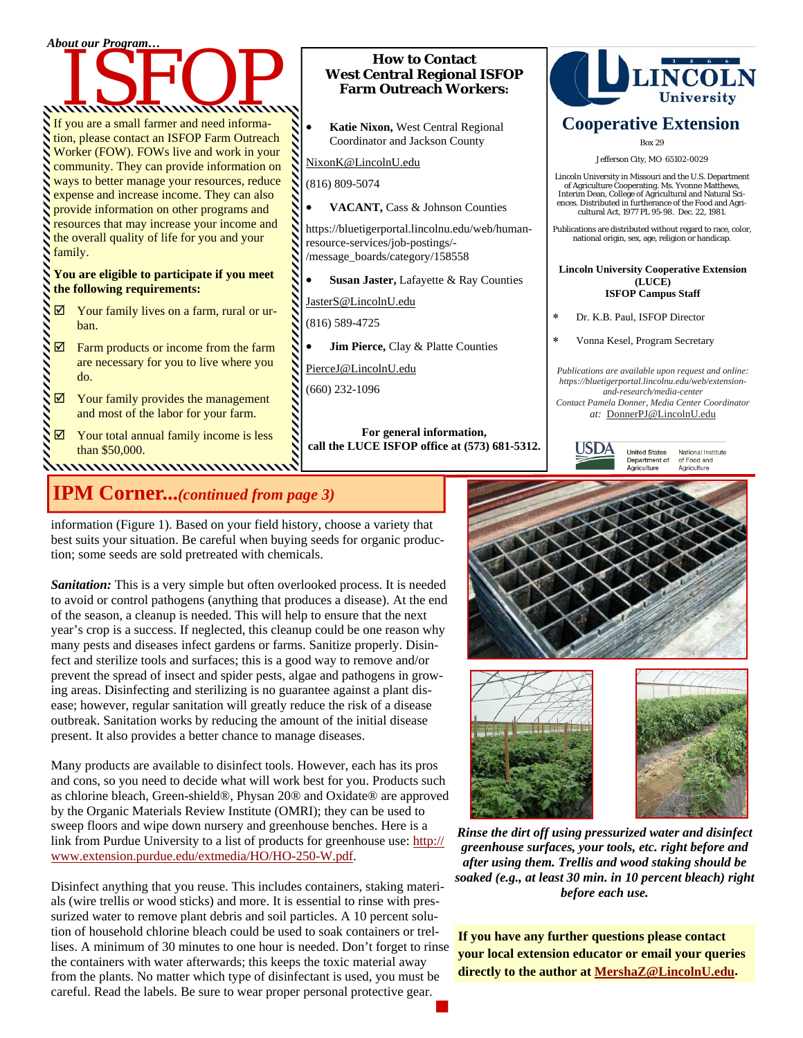*About our Program…*

# ISFOP

If you are a small farmer and need information, please contact an ISFOP Farm Outreach Worker (FOW). FOWs live and work in your community. They can provide information on ways to better manage your resources, reduce expense and increase income. They can also provide information on other programs and resources that may increase your income and the overall quality of life for you and your family.

**You are eligible to participate if you meet the following requirements:**

- ☑ Your family lives on a farm, rural or urban.
- ☑ Farm products or income from the farm are necessary for you to live where you do.
- ☑ Your family provides the management and most of the labor for your farm.
- ☑ Your total annual family income is less than $50,000.

## How to Contact West Central Regional ISFOP Farm Outreach Workers:

- **Katie Nixon,** West Central Regional Coordinator and Jackson County

NixonK@LincolnU.edu

(816) 809-5074

- **VACANT,** Cass & Johnson Counties

https://bluetigerportal.lincolnu.edu/web/human-resource-services/job-postings/-/message_boards/category/158558

- **Susan Jaster,** Lafayette & Ray Counties

JasterS@LincolnU.edu

(816) 589-4725

- **Jim Pierce,** Clay & Platte Counties

PierceJ@LincolnU.edu

(660) 232-1096

**For general information, call the LUCE ISFOP office at (573) 681-5312.**

1866 LINCOLN University

## Cooperative Extension

Box 29

Jefferson City, MO 65102-0029

Lincoln University in Missouri and the U.S. Department of Agriculture Cooperating. Ms. Yvonne Matthews, Interim Dean, College of Agricultural and Natural Sciences. Distributed in furtherance of the Food and Agricultural Act, 1977 PL 95-98. Dec. 22, 1981.

Publications are distributed without regard to race, color, national origin, sex, age, religion or handicap.

**Lincoln University Cooperative Extension (LUCE) ISFOP Campus Staff**

- Dr. K.B. Paul, ISFOP Director
- Vonna Kesel, Program Secretary

*Publications are available upon request and online: https://bluetigerportal.lincolnu.edu/web/extension-and-research/media-center Contact Pamela Donner, Media Center Coordinator at:* DonnerPJ@LincolnU.edu

USDA United States Department of Agriculture National Institute of Food and Agriculture

## IPM Corner...*(continued from page 3)*

information (Figure 1). Based on your field history, choose a variety that best suits your situation. Be careful when buying seeds for organic production; some seeds are sold pretreated with chemicals.

***Sanitation:*** This is a very simple but often overlooked process. It is needed to avoid or control pathogens (anything that produces a disease). At the end of the season, a cleanup is needed. This will help to ensure that the next year's crop is a success. If neglected, this cleanup could be one reason why many pests and diseases infect gardens or farms. Sanitize properly. Disinfect and sterilize tools and surfaces; this is a good way to remove and/or prevent the spread of insect and spider pests, algae and pathogens in growing areas. Disinfecting and sterilizing is no guarantee against a plant disease; however, regular sanitation will greatly reduce the risk of a disease outbreak. Sanitation works by reducing the amount of the initial disease present. It also provides a better chance to manage diseases.

Many products are available to disinfect tools. However, each has its pros and cons, so you need to decide what will work best for you. Products such as chlorine bleach, Green-shield®, Physan 20® and Oxidate® are approved by the Organic Materials Review Institute (OMRI); they can be used to sweep floors and wipe down nursery and greenhouse benches. Here is a link from Purdue University to a list of products for greenhouse use: http://www.extension.purdue.edu/extmedia/HO/HO-250-W.pdf.

Disinfect anything that you reuse. This includes containers, staking materials (wire trellis or wood sticks) and more. It is essential to rinse with pressurized water to remove plant debris and soil particles. A 10 percent solution of household chlorine bleach could be used to soak containers or trellises. A minimum of 30 minutes to one hour is needed. Don't forget to rinse the containers with water afterwards; this keeps the toxic material away from the plants. No matter which type of disinfectant is used, you must be careful. Read the labels. Be sure to wear proper personal protective gear.

***Rinse the dirt off using pressurized water and disinfect greenhouse surfaces, your tools, etc. right before and after using them. Trellis and wood staking should be soaked (e.g., at least 30 min. in 10 percent bleach) right before each use.***

**If you have any further questions please contact your local extension educator or email your queries directly to the author at MershaZ@LincolnU.edu.**